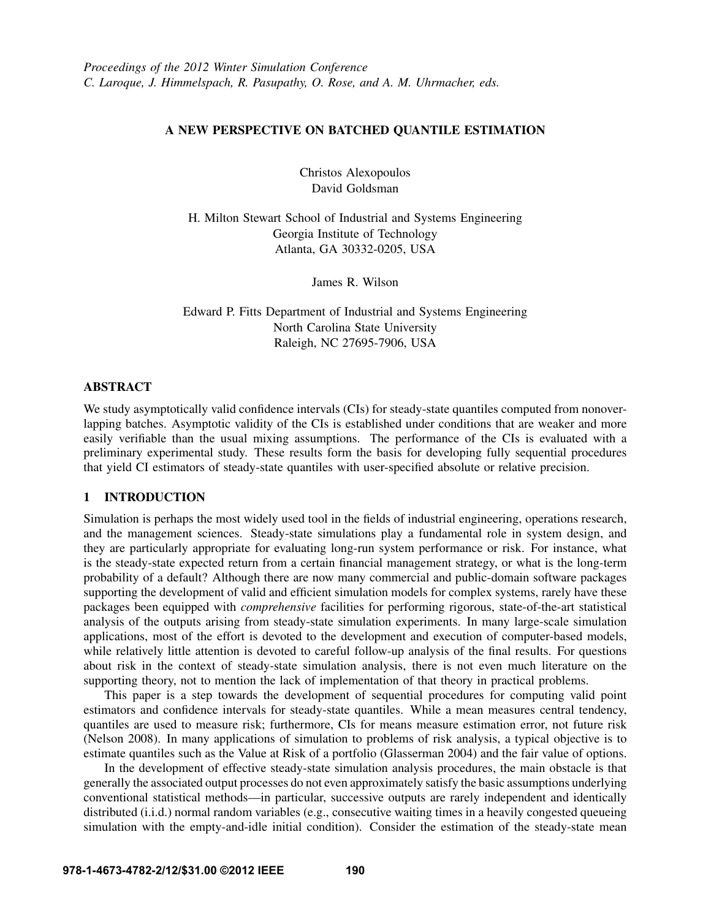*Proceedings of the 2012 Winter Simulation Conference*
*C. Laroque, J. Himmelspach, R. Pasupathy, O. Rose, and A. M. Uhrmacher, eds.*

# A NEW PERSPECTIVE ON BATCHED QUANTILE ESTIMATION

Christos Alexopoulos
David Goldsman

H. Milton Stewart School of Industrial and Systems Engineering
Georgia Institute of Technology
Atlanta, GA 30332-0205, USA

James R. Wilson

Edward P. Fitts Department of Industrial and Systems Engineering
North Carolina State University
Raleigh, NC 27695-7906, USA

## ABSTRACT

We study asymptotically valid confidence intervals (CIs) for steady-state quantiles computed from nonoverlapping batches. Asymptotic validity of the CIs is established under conditions that are weaker and more easily verifiable than the usual mixing assumptions. The performance of the CIs is evaluated with a preliminary experimental study. These results form the basis for developing fully sequential procedures that yield CI estimators of steady-state quantiles with user-specified absolute or relative precision.

## 1 INTRODUCTION

Simulation is perhaps the most widely used tool in the fields of industrial engineering, operations research, and the management sciences. Steady-state simulations play a fundamental role in system design, and they are particularly appropriate for evaluating long-run system performance or risk. For instance, what is the steady-state expected return from a certain financial management strategy, or what is the long-term probability of a default? Although there are now many commercial and public-domain software packages supporting the development of valid and efficient simulation models for complex systems, rarely have these packages been equipped with *comprehensive* facilities for performing rigorous, state-of-the-art statistical analysis of the outputs arising from steady-state simulation experiments. In many large-scale simulation applications, most of the effort is devoted to the development and execution of computer-based models, while relatively little attention is devoted to careful follow-up analysis of the final results. For questions about risk in the context of steady-state simulation analysis, there is not even much literature on the supporting theory, not to mention the lack of implementation of that theory in practical problems.

This paper is a step towards the development of sequential procedures for computing valid point estimators and confidence intervals for steady-state quantiles. While a mean measures central tendency, quantiles are used to measure risk; furthermore, CIs for means measure estimation error, not future risk (Nelson 2008). In many applications of simulation to problems of risk analysis, a typical objective is to estimate quantiles such as the Value at Risk of a portfolio (Glasserman 2004) and the fair value of options.

In the development of effective steady-state simulation analysis procedures, the main obstacle is that generally the associated output processes do not even approximately satisfy the basic assumptions underlying conventional statistical methods—in particular, successive outputs are rarely independent and identically distributed (i.i.d.) normal random variables (e.g., consecutive waiting times in a heavily congested queueing simulation with the empty-and-idle initial condition). Consider the estimation of the steady-state mean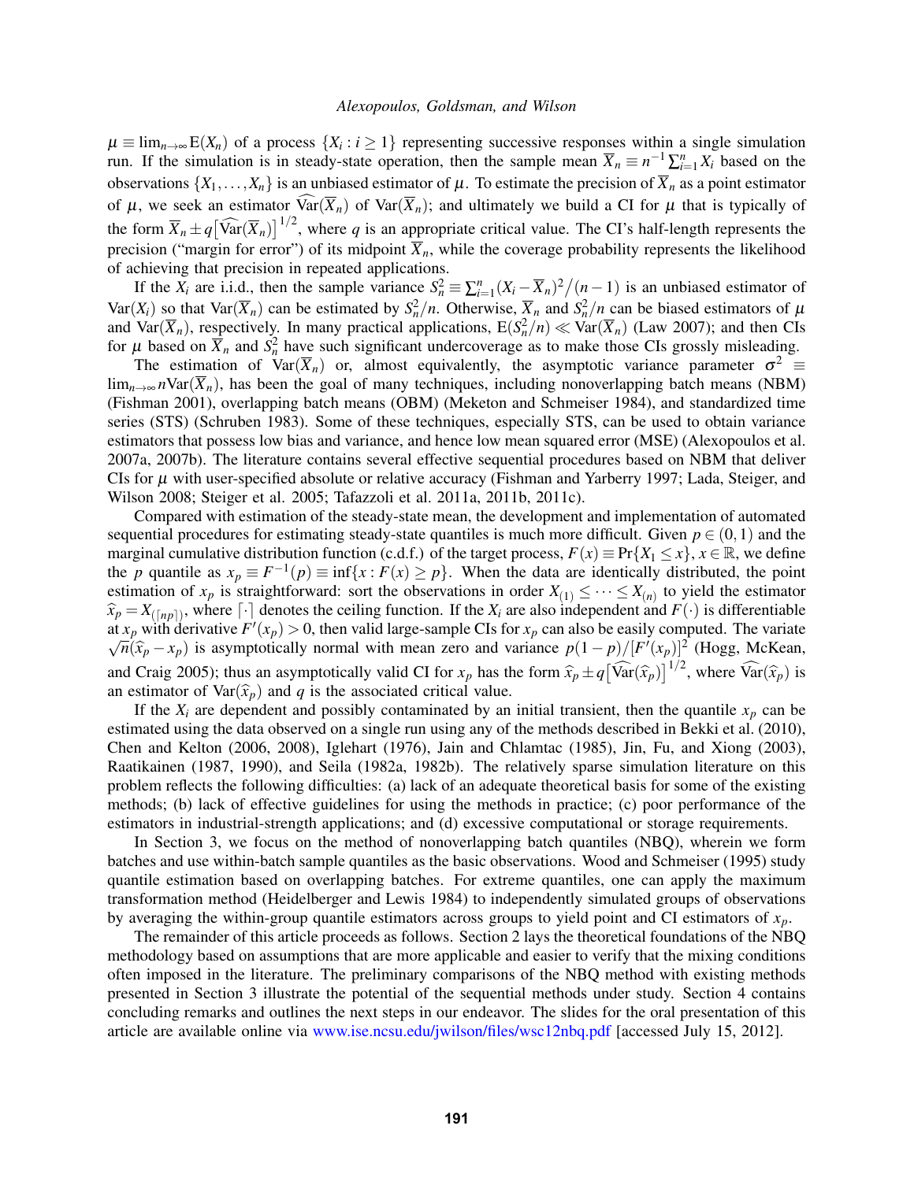$\mu \equiv \lim_{n\to\infty} \mathrm{E}(X_n)$ of a process $\{X_i : i \geq 1\}$ representing successive responses within a single simulation run. If the simulation is in steady-state operation, then the sample mean $\overline{X}_n \equiv n^{-1}\sum_{i=1}^{n} X_i$ based on the observations $\{X_1, \ldots, X_n\}$ is an unbiased estimator of $\mu$. To estimate the precision of $\overline{X}_n$ as a point estimator of $\mu$, we seek an estimator $\widehat{\mathrm{Var}}(\overline{X}_n)$ of $\mathrm{Var}(\overline{X}_n)$; and ultimately we build a CI for $\mu$ that is typically of the form $\overline{X}_n \pm q\big[\widehat{\mathrm{Var}}(\overline{X}_n)\big]^{1/2}$, where $q$ is an appropriate critical value. The CI's half-length represents the precision ("margin for error") of its midpoint $\overline{X}_n$, while the coverage probability represents the likelihood of achieving that precision in repeated applications.

If the $X_i$ are i.i.d., then the sample variance $S_n^2 \equiv \sum_{i=1}^{n}(X_i - \overline{X}_n)^2\big/(n-1)$ is an unbiased estimator of $\mathrm{Var}(X_i)$ so that $\mathrm{Var}(\overline{X}_n)$ can be estimated by $S_n^2/n$. Otherwise, $\overline{X}_n$ and $S_n^2/n$ can be biased estimators of $\mu$ and $\mathrm{Var}(\overline{X}_n)$, respectively. In many practical applications, $\mathrm{E}(S_n^2/n) \ll \mathrm{Var}(\overline{X}_n)$ (Law 2007); and then CIs for $\mu$ based on $\overline{X}_n$ and $S_n^2$ have such significant undercoverage as to make those CIs grossly misleading.

The estimation of $\mathrm{Var}(\overline{X}_n)$ or, almost equivalently, the asymptotic variance parameter $\sigma^2 \equiv \lim_{n\to\infty} n\mathrm{Var}(\overline{X}_n)$, has been the goal of many techniques, including nonoverlapping batch means (NBM) (Fishman 2001), overlapping batch means (OBM) (Meketon and Schmeiser 1984), and standardized time series (STS) (Schruben 1983). Some of these techniques, especially STS, can be used to obtain variance estimators that possess low bias and variance, and hence low mean squared error (MSE) (Alexopoulos et al. 2007a, 2007b). The literature contains several effective sequential procedures based on NBM that deliver CIs for $\mu$ with user-specified absolute or relative accuracy (Fishman and Yarberry 1997; Lada, Steiger, and Wilson 2008; Steiger et al. 2005; Tafazzoli et al. 2011a, 2011b, 2011c).

Compared with estimation of the steady-state mean, the development and implementation of automated sequential procedures for estimating steady-state quantiles is much more difficult. Given $p \in (0,1)$ and the marginal cumulative distribution function (c.d.f.) of the target process, $F(x) \equiv \Pr\{X_1 \leq x\}$, $x \in \mathbb{R}$, we define the $p$ quantile as $x_p \equiv F^{-1}(p) \equiv \inf\{x : F(x) \geq p\}$. When the data are identically distributed, the point estimation of $x_p$ is straightforward: sort the observations in order $X_{(1)} \leq \cdots \leq X_{(n)}$ to yield the estimator $\widehat{x}_p = X_{(\lceil np \rceil)}$, where $\lceil \cdot \rceil$ denotes the ceiling function. If the $X_i$ are also independent and $F(\cdot)$ is differentiable at $x_p$ with derivative $F'(x_p) > 0$, then valid large-sample CIs for $x_p$ can also be easily computed. The variate $\sqrt{n}(\widehat{x}_p - x_p)$ is asymptotically normal with mean zero and variance $p(1-p)/[F'(x_p)]^2$ (Hogg, McKean, and Craig 2005); thus an asymptotically valid CI for $x_p$ has the form $\widehat{x}_p \pm q\big[\widehat{\mathrm{Var}}(\widehat{x}_p)\big]^{1/2}$, where $\widehat{\mathrm{Var}}(\widehat{x}_p)$ is an estimator of $\mathrm{Var}(\widehat{x}_p)$ and $q$ is the associated critical value.

If the $X_i$ are dependent and possibly contaminated by an initial transient, then the quantile $x_p$ can be estimated using the data observed on a single run using any of the methods described in Bekki et al. (2010), Chen and Kelton (2006, 2008), Iglehart (1976), Jain and Chlamtac (1985), Jin, Fu, and Xiong (2003), Raatikainen (1987, 1990), and Seila (1982a, 1982b). The relatively sparse simulation literature on this problem reflects the following difficulties: (a) lack of an adequate theoretical basis for some of the existing methods; (b) lack of effective guidelines for using the methods in practice; (c) poor performance of the estimators in industrial-strength applications; and (d) excessive computational or storage requirements.

In Section 3, we focus on the method of nonoverlapping batch quantiles (NBQ), wherein we form batches and use within-batch sample quantiles as the basic observations. Wood and Schmeiser (1995) study quantile estimation based on overlapping batches. For extreme quantiles, one can apply the maximum transformation method (Heidelberger and Lewis 1984) to independently simulated groups of observations by averaging the within-group quantile estimators across groups to yield point and CI estimators of $x_p$.

The remainder of this article proceeds as follows. Section 2 lays the theoretical foundations of the NBQ methodology based on assumptions that are more applicable and easier to verify that the mixing conditions often imposed in the literature. The preliminary comparisons of the NBQ method with existing methods presented in Section 3 illustrate the potential of the sequential methods under study. Section 4 contains concluding remarks and outlines the next steps in our endeavor. The slides for the oral presentation of this article are available online via www.ise.ncsu.edu/jwilson/files/wsc12nbq.pdf [accessed July 15, 2012].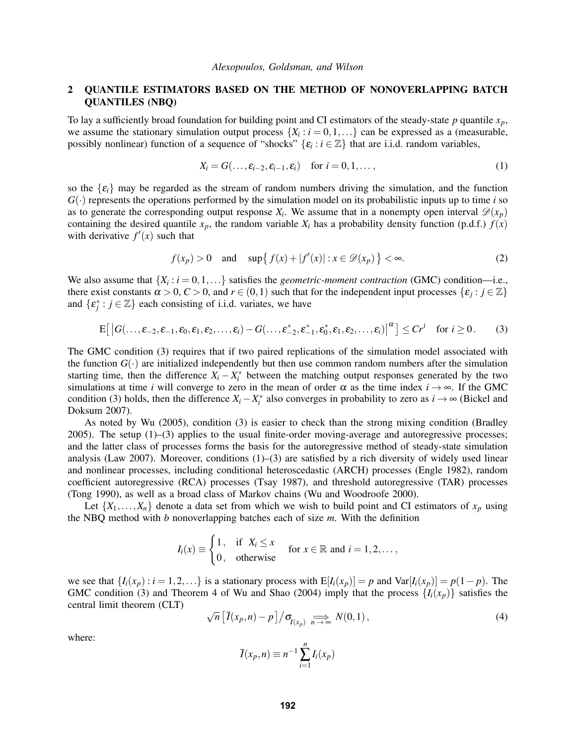## 2 QUANTILE ESTIMATORS BASED ON THE METHOD OF NONOVERLAPPING BATCH QUANTILES (NBQ)

To lay a sufficiently broad foundation for building point and CI estimators of the steady-state $p$ quantile $x_p$, we assume the stationary simulation output process $\{X_i : i = 0,1,\ldots\}$ can be expressed as a (measurable, possibly nonlinear) function of a sequence of "shocks" $\{\varepsilon_i : i \in \mathbb{Z}\}$ that are i.i.d. random variables,

$$X_i = G(\ldots,\varepsilon_{i-2},\varepsilon_{i-1},\varepsilon_i) \quad \text{for } i = 0,1,\ldots, \tag{1}$$

so the $\{\varepsilon_i\}$ may be regarded as the stream of random numbers driving the simulation, and the function $G(\cdot)$ represents the operations performed by the simulation model on its probabilistic inputs up to time $i$ so as to generate the corresponding output response $X_i$. We assume that in a nonempty open interval $\mathscr{D}(x_p)$ containing the desired quantile $x_p$, the random variable $X_i$ has a probability density function (p.d.f.) $f(x)$ with derivative $f'(x)$ such that

$$f(x_p) > 0 \quad \text{and} \quad \sup\bigl\{ f(x) + |f'(x)| : x \in \mathscr{D}(x_p) \bigr\} < \infty. \tag{2}$$

We also assume that $\{X_i : i = 0,1,\ldots\}$ satisfies the *geometric-moment contraction* (GMC) condition—i.e., there exist constants $\alpha > 0$, $C > 0$, and $r \in (0,1)$ such that for the independent input processes $\{\varepsilon_j : j \in \mathbb{Z}\}$ and $\{\varepsilon_j^* : j \in \mathbb{Z}\}$ each consisting of i.i.d. variates, we have

$$\mathrm{E}\bigl[ \bigl| G(\ldots,\varepsilon_{-2},\varepsilon_{-1},\varepsilon_0,\varepsilon_1,\varepsilon_2,\ldots,\varepsilon_i) - G(\ldots,\varepsilon_{-2}^*,\varepsilon_{-1}^*,\varepsilon_0^*,\varepsilon_1,\varepsilon_2,\ldots,\varepsilon_i) \bigr|^{\alpha} \bigr] \le C r^i \quad \text{for } i \ge 0\,. \tag{3}$$

The GMC condition (3) requires that if two paired replications of the simulation model associated with the function $G(\cdot)$ are initialized independently but then use common random numbers after the simulation starting time, then the difference $X_i - X_i^*$ between the matching output responses generated by the two simulations at time $i$ will converge to zero in the mean of order $\alpha$ as the time index $i \to \infty$. If the GMC condition (3) holds, then the difference $X_i - X_i^*$ also converges in probability to zero as $i \to \infty$ (Bickel and Doksum 2007).

As noted by Wu (2005), condition (3) is easier to check than the strong mixing condition (Bradley 2005). The setup (1)–(3) applies to the usual finite-order moving-average and autoregressive processes; and the latter class of processes forms the basis for the autoregressive method of steady-state simulation analysis (Law 2007). Moreover, conditions (1)–(3) are satisfied by a rich diversity of widely used linear and nonlinear processes, including conditional heteroscedastic (ARCH) processes (Engle 1982), random coefficient autoregressive (RCA) processes (Tsay 1987), and threshold autoregressive (TAR) processes (Tong 1990), as well as a broad class of Markov chains (Wu and Woodroofe 2000).

Let $\{X_1,\ldots,X_n\}$ denote a data set from which we wish to build point and CI estimators of $x_p$ using the NBQ method with $b$ nonoverlapping batches each of size $m$. With the definition

$$I_i(x) \equiv \begin{cases} 1, & \text{if } X_i \le x \\ 0, & \text{otherwise} \end{cases} \quad \text{for } x \in \mathbb{R} \text{ and } i = 1,2,\ldots,$$

we see that $\{I_i(x_p) : i = 1,2,\ldots\}$ is a stationary process with $\mathrm{E}[I_i(x_p)] = p$ and $\mathrm{Var}[I_i(x_p)] = p(1-p)$. The GMC condition (3) and Theorem 4 of Wu and Shao (2004) imply that the process $\{I_i(x_p)\}$ satisfies the central limit theorem (CLT)

$$\sqrt{n}\,\bigl[\bar{I}(x_p,n) - p\bigr]\big/\sigma_{I(x_p)} \underset{n\to\infty}{\Longrightarrow} N(0,1)\,, \tag{4}$$

where:

$$\bar{I}(x_p,n) \equiv n^{-1}\sum_{i=1}^{n} I_i(x_p)$$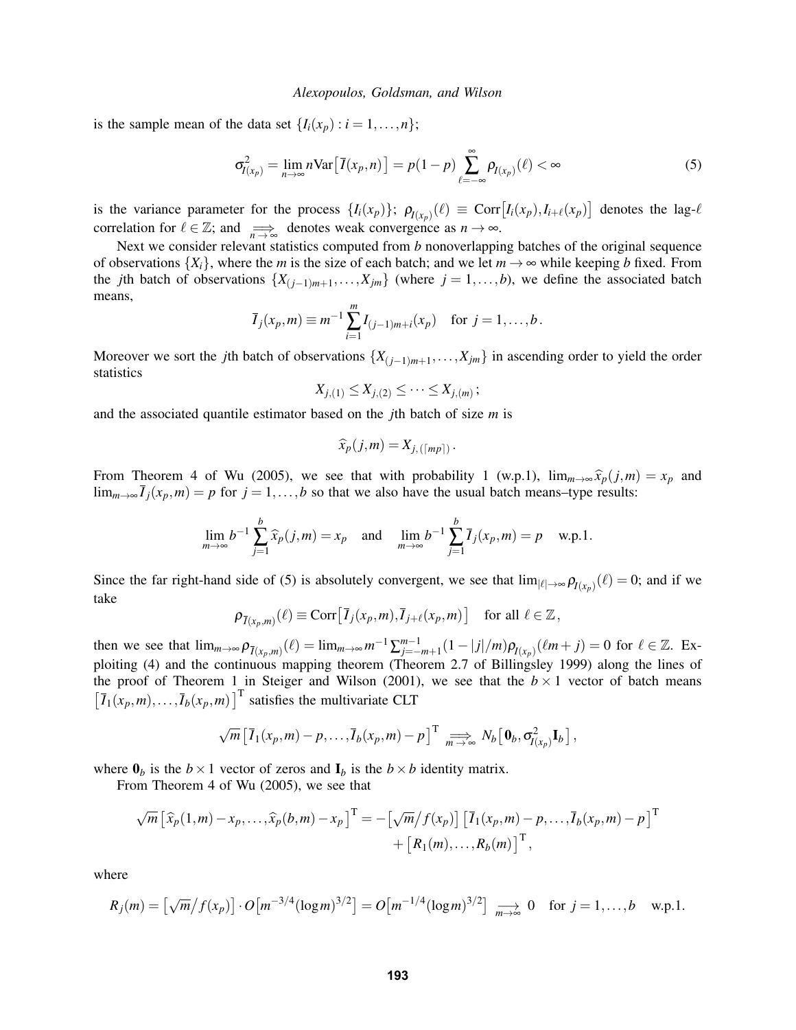is the sample mean of the data set $\{I_i(x_p) : i = 1, \ldots, n\}$;

$$\sigma^2_{I(x_p)} = \lim_{n\to\infty} n\mathrm{Var}\big[\overline{I}(x_p, n)\big] = p(1-p)\sum_{\ell=-\infty}^{\infty} \rho_{I(x_p)}(\ell) < \infty \tag{5}$$

is the variance parameter for the process $\{I_i(x_p)\}$; $\rho_{I(x_p)}(\ell) \equiv \mathrm{Corr}\big[I_i(x_p), I_{i+\ell}(x_p)\big]$ denotes the lag-$\ell$ correlation for $\ell \in \mathbb{Z}$; and $\underset{n\to\infty}{\Longrightarrow}$ denotes weak convergence as $n \to \infty$.

Next we consider relevant statistics computed from $b$ nonoverlapping batches of the original sequence of observations $\{X_i\}$, where the $m$ is the size of each batch; and we let $m \to \infty$ while keeping $b$ fixed. From the $j$th batch of observations $\{X_{(j-1)m+1}, \ldots, X_{jm}\}$ (where $j = 1, \ldots, b$), we define the associated batch means,

$$\overline{I}_j(x_p, m) \equiv m^{-1}\sum_{i=1}^{m} I_{(j-1)m+i}(x_p) \quad \text{for } j = 1, \ldots, b\,.$$

Moreover we sort the $j$th batch of observations $\{X_{(j-1)m+1}, \ldots, X_{jm}\}$ in ascending order to yield the order statistics

$$X_{j,(1)} \leq X_{j,(2)} \leq \cdots \leq X_{j,(m)}\,;$$

and the associated quantile estimator based on the $j$th batch of size $m$ is

$$\widehat{x}_p(j, m) = X_{j,(\lceil mp \rceil)}\,.$$

From Theorem 4 of Wu (2005), we see that with probability 1 (w.p.1), $\lim_{m\to\infty}\widehat{x}_p(j, m) = x_p$ and $\lim_{m\to\infty}\overline{I}_j(x_p, m) = p$ for $j = 1, \ldots, b$ so that we also have the usual batch means–type results:

$$\lim_{m\to\infty} b^{-1}\sum_{j=1}^{b}\widehat{x}_p(j, m) = x_p \quad \text{and} \quad \lim_{m\to\infty} b^{-1}\sum_{j=1}^{b}\overline{I}_j(x_p, m) = p \quad \text{w.p.1.}$$

Since the far right-hand side of (5) is absolutely convergent, we see that $\lim_{|\ell|\to\infty}\rho_{I(x_p)}(\ell) = 0$; and if we take

$$\rho_{\overline{I}(x_p,m)}(\ell) \equiv \mathrm{Corr}\big[\overline{I}_j(x_p, m), \overline{I}_{j+\ell}(x_p, m)\big] \quad \text{for all } \ell \in \mathbb{Z}\,,$$

then we see that $\lim_{m\to\infty}\rho_{\overline{I}(x_p,m)}(\ell) = \lim_{m\to\infty} m^{-1}\sum_{j=-m+1}^{m-1}(1 - |j|/m)\rho_{I(x_p)}(\ell m + j) = 0$ for $\ell \in \mathbb{Z}$. Exploiting (4) and the continuous mapping theorem (Theorem 2.7 of Billingsley 1999) along the lines of the proof of Theorem 1 in Steiger and Wilson (2001), we see that the $b \times 1$ vector of batch means $\big[\overline{I}_1(x_p, m), \ldots, \overline{I}_b(x_p, m)\big]^{\mathrm{T}}$ satisfies the multivariate CLT

$$\sqrt{m}\big[\overline{I}_1(x_p, m) - p, \ldots, \overline{I}_b(x_p, m) - p\big]^{\mathrm{T}} \underset{m\to\infty}{\Longrightarrow} N_b\big[\mathbf{0}_b, \sigma^2_{I(x_p)}\mathbf{I}_b\big]\,,$$

where $\mathbf{0}_b$ is the $b \times 1$ vector of zeros and $\mathbf{I}_b$ is the $b \times b$ identity matrix.

From Theorem 4 of Wu (2005), we see that

$$\begin{aligned}\sqrt{m}\big[\widehat{x}_p(1, m) - x_p, \ldots, \widehat{x}_p(b, m) - x_p\big]^{\mathrm{T}} = -\big[\sqrt{m}\big/f(x_p)\big]\big[\overline{I}_1(x_p, m) - p, \ldots, \overline{I}_b(x_p, m) - p\big]^{\mathrm{T}} \\ + \big[R_1(m), \ldots, R_b(m)\big]^{\mathrm{T}},\end{aligned}$$

where

$$R_j(m) = \big[\sqrt{m}\big/f(x_p)\big]\cdot O\big[m^{-3/4}(\log m)^{3/2}\big] = O\big[m^{-1/4}(\log m)^{3/2}\big] \underset{m\to\infty}{\longrightarrow} 0 \quad \text{for } j = 1, \ldots, b \quad \text{w.p.1.}$$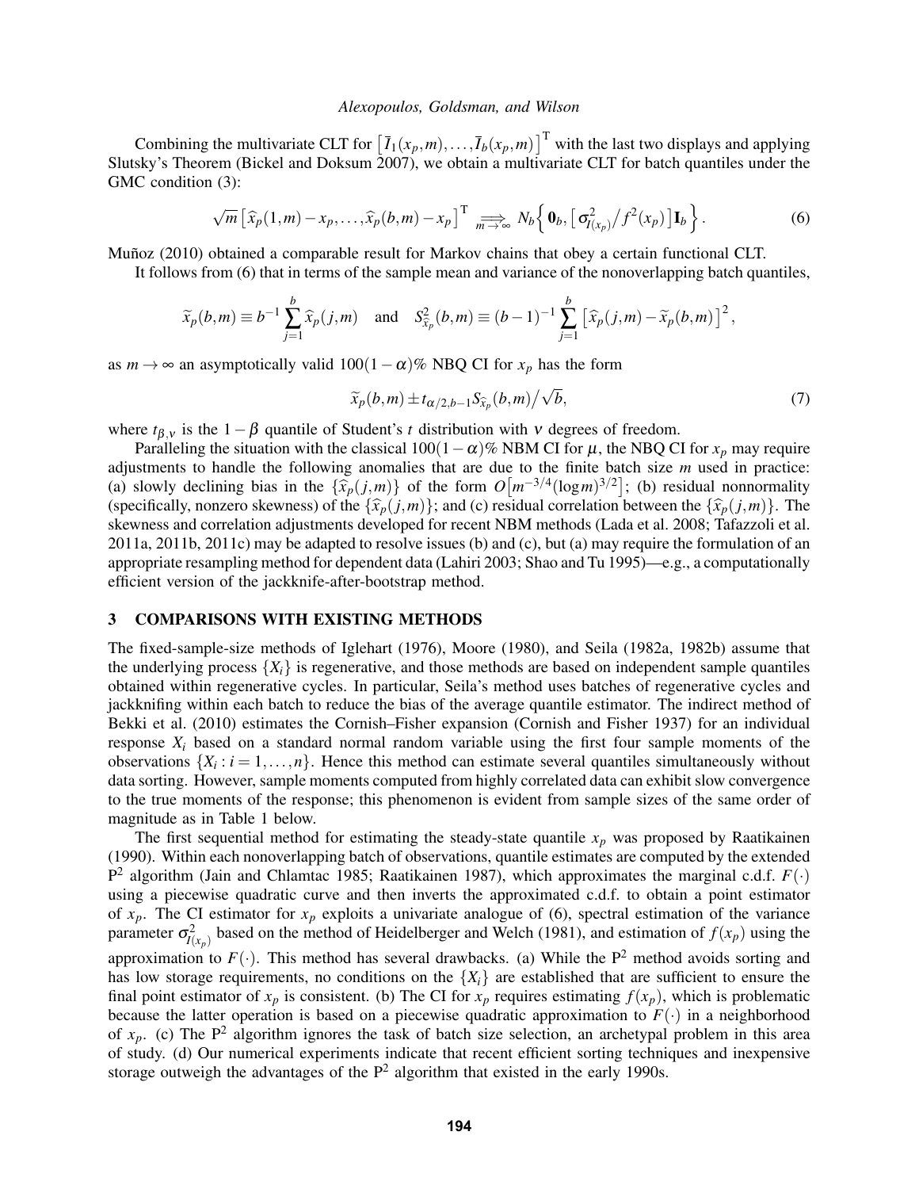Combining the multivariate CLT for $\left[\bar{I}_1(x_p,m),\ldots,\bar{I}_b(x_p,m)\right]^{\mathrm{T}}$ with the last two displays and applying Slutsky's Theorem (Bickel and Doksum 2007), we obtain a multivariate CLT for batch quantiles under the GMC condition (3):

$$\sqrt{m}\left[\widehat{x}_p(1,m)-x_p,\ldots,\widehat{x}_p(b,m)-x_p\right]^{\mathrm{T}} \underset{m\to\infty}{\Longrightarrow} N_b\Big\{\mathbf{0}_b,\left[\sigma^2_{I(x_p)}\big/f^2(x_p)\right]\mathbf{I}_b\Big\}. \tag{6}$$

Muñoz (2010) obtained a comparable result for Markov chains that obey a certain functional CLT.

It follows from (6) that in terms of the sample mean and variance of the nonoverlapping batch quantiles,

$$\widetilde{x}_p(b,m) \equiv b^{-1}\sum_{j=1}^{b}\widehat{x}_p(j,m) \quad \text{and} \quad S^2_{\widehat{x}_p}(b,m) \equiv (b-1)^{-1}\sum_{j=1}^{b}\left[\widehat{x}_p(j,m)-\widetilde{x}_p(b,m)\right]^2,$$

as $m\to\infty$ an asymptotically valid $100(1-\alpha)\%$ NBQ CI for $x_p$ has the form

$$\widetilde{x}_p(b,m) \pm t_{\alpha/2,b-1}S_{\widehat{x}_p}(b,m)\big/\sqrt{b}, \tag{7}$$

where $t_{\beta,\nu}$ is the $1-\beta$ quantile of Student's $t$ distribution with $\nu$ degrees of freedom.

Paralleling the situation with the classical $100(1-\alpha)\%$ NBM CI for $\mu$, the NBQ CI for $x_p$ may require adjustments to handle the following anomalies that are due to the finite batch size $m$ used in practice: (a) slowly declining bias in the $\{\widehat{x}_p(j,m)\}$ of the form $O\left[m^{-3/4}(\log m)^{3/2}\right]$; (b) residual nonnormality (specifically, nonzero skewness) of the $\{\widehat{x}_p(j,m)\}$; and (c) residual correlation between the $\{\widehat{x}_p(j,m)\}$. The skewness and correlation adjustments developed for recent NBM methods (Lada et al. 2008; Tafazzoli et al. 2011a, 2011b, 2011c) may be adapted to resolve issues (b) and (c), but (a) may require the formulation of an appropriate resampling method for dependent data (Lahiri 2003; Shao and Tu 1995)—e.g., a computationally efficient version of the jackknife-after-bootstrap method.

## 3 COMPARISONS WITH EXISTING METHODS

The fixed-sample-size methods of Iglehart (1976), Moore (1980), and Seila (1982a, 1982b) assume that the underlying process $\{X_i\}$ is regenerative, and those methods are based on independent sample quantiles obtained within regenerative cycles. In particular, Seila's method uses batches of regenerative cycles and jackknifing within each batch to reduce the bias of the average quantile estimator. The indirect method of Bekki et al. (2010) estimates the Cornish–Fisher expansion (Cornish and Fisher 1937) for an individual response $X_i$ based on a standard normal random variable using the first four sample moments of the observations $\{X_i : i=1,\ldots,n\}$. Hence this method can estimate several quantiles simultaneously without data sorting. However, sample moments computed from highly correlated data can exhibit slow convergence to the true moments of the response; this phenomenon is evident from sample sizes of the same order of magnitude as in Table 1 below.

The first sequential method for estimating the steady-state quantile $x_p$ was proposed by Raatikainen (1990). Within each nonoverlapping batch of observations, quantile estimates are computed by the extended $\mathrm{P}^2$ algorithm (Jain and Chlamtac 1985; Raatikainen 1987), which approximates the marginal c.d.f. $F(\cdot)$ using a piecewise quadratic curve and then inverts the approximated c.d.f. to obtain a point estimator of $x_p$. The CI estimator for $x_p$ exploits a univariate analogue of (6), spectral estimation of the variance parameter $\sigma^2_{I(x_p)}$ based on the method of Heidelberger and Welch (1981), and estimation of $f(x_p)$ using the approximation to $F(\cdot)$. This method has several drawbacks. (a) While the $\mathrm{P}^2$ method avoids sorting and has low storage requirements, no conditions on the $\{X_i\}$ are established that are sufficient to ensure the final point estimator of $x_p$ is consistent. (b) The CI for $x_p$ requires estimating $f(x_p)$, which is problematic because the latter operation is based on a piecewise quadratic approximation to $F(\cdot)$ in a neighborhood of $x_p$. (c) The $\mathrm{P}^2$ algorithm ignores the task of batch size selection, an archetypal problem in this area of study. (d) Our numerical experiments indicate that recent efficient sorting techniques and inexpensive storage outweigh the advantages of the $\mathrm{P}^2$ algorithm that existed in the early 1990s.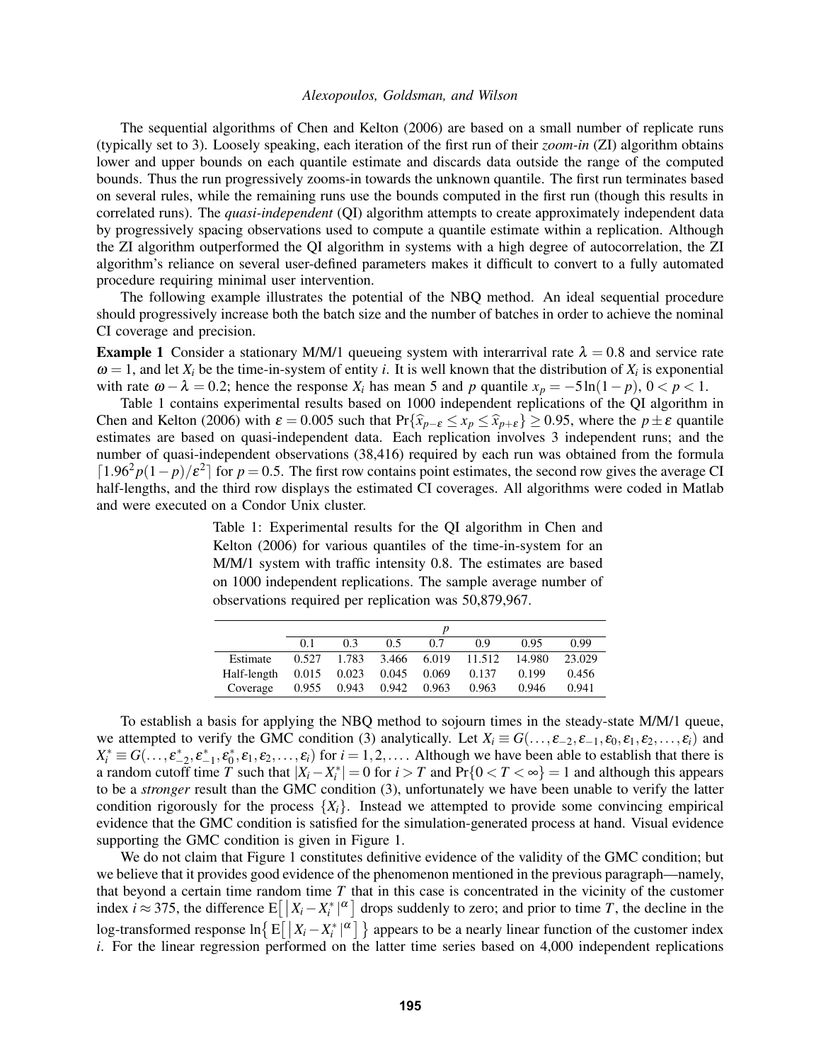The sequential algorithms of Chen and Kelton (2006) are based on a small number of replicate runs (typically set to 3). Loosely speaking, each iteration of the first run of their *zoom-in* (ZI) algorithm obtains lower and upper bounds on each quantile estimate and discards data outside the range of the computed bounds. Thus the run progressively zooms-in towards the unknown quantile. The first run terminates based on several rules, while the remaining runs use the bounds computed in the first run (though this results in correlated runs). The *quasi-independent* (QI) algorithm attempts to create approximately independent data by progressively spacing observations used to compute a quantile estimate within a replication. Although the ZI algorithm outperformed the QI algorithm in systems with a high degree of autocorrelation, the ZI algorithm's reliance on several user-defined parameters makes it difficult to convert to a fully automated procedure requiring minimal user intervention.

The following example illustrates the potential of the NBQ method. An ideal sequential procedure should progressively increase both the batch size and the number of batches in order to achieve the nominal CI coverage and precision.

**Example 1** Consider a stationary M/M/1 queueing system with interarrival rate $\lambda = 0.8$ and service rate $\omega = 1$, and let $X_i$ be the time-in-system of entity $i$. It is well known that the distribution of $X_i$ is exponential with rate $\omega - \lambda = 0.2$; hence the response $X_i$ has mean 5 and $p$ quantile $x_p = -5\ln(1-p)$, $0 < p < 1$.

Table 1 contains experimental results based on 1000 independent replications of the QI algorithm in Chen and Kelton (2006) with $\varepsilon = 0.005$ such that $\Pr\{\widehat{x}_{p-\varepsilon} \le x_p \le \widehat{x}_{p+\varepsilon}\} \ge 0.95$, where the $p \pm \varepsilon$ quantile estimates are based on quasi-independent data. Each replication involves 3 independent runs; and the number of quasi-independent observations (38,416) required by each run was obtained from the formula $\lceil 1.96^2 p(1-p)/\varepsilon^2 \rceil$ for $p = 0.5$. The first row contains point estimates, the second row gives the average CI half-lengths, and the third row displays the estimated CI coverages. All algorithms were coded in Matlab and were executed on a Condor Unix cluster.

Table 1: Experimental results for the QI algorithm in Chen and Kelton (2006) for various quantiles of the time-in-system for an M/M/1 system with traffic intensity 0.8. The estimates are based on 1000 independent replications. The sample average number of observations required per replication was 50,879,967.

| | $p$ | | | | | | |
|---|---|---|---|---|---|---|---|
| | 0.1 | 0.3 | 0.5 | 0.7 | 0.9 | 0.95 | 0.99 |
| Estimate | 0.527 | 1.783 | 3.466 | 6.019 | 11.512 | 14.980 | 23.029 |
| Half-length | 0.015 | 0.023 | 0.045 | 0.069 | 0.137 | 0.199 | 0.456 |
| Coverage | 0.955 | 0.943 | 0.942 | 0.963 | 0.963 | 0.946 | 0.941 |

To establish a basis for applying the NBQ method to sojourn times in the steady-state M/M/1 queue, we attempted to verify the GMC condition (3) analytically. Let $X_i \equiv G(\ldots, \varepsilon_{-2}, \varepsilon_{-1}, \varepsilon_0, \varepsilon_1, \varepsilon_2, \ldots, \varepsilon_i)$ and $X_i^* \equiv G(\ldots, \varepsilon_{-2}^*, \varepsilon_{-1}^*, \varepsilon_0^*, \varepsilon_1, \varepsilon_2, \ldots, \varepsilon_i)$ for $i = 1, 2, \ldots$. Although we have been able to establish that there is a random cutoff time $T$ such that $|X_i - X_i^*| = 0$ for $i > T$ and $\Pr\{0 < T < \infty\} = 1$ and although this appears to be a *stronger* result than the GMC condition (3), unfortunately we have been unable to verify the latter condition rigorously for the process $\{X_i\}$. Instead we attempted to provide some convincing empirical evidence that the GMC condition is satisfied for the simulation-generated process at hand. Visual evidence supporting the GMC condition is given in Figure 1.

We do not claim that Figure 1 constitutes definitive evidence of the validity of the GMC condition; but we believe that it provides good evidence of the phenomenon mentioned in the previous paragraph—namely, that beyond a certain time random time $T$ that in this case is concentrated in the vicinity of the customer index $i \approx 375$, the difference $\mathrm{E}\big[\,|X_i - X_i^*|^\alpha\,\big]$ drops suddenly to zero; and prior to time $T$, the decline in the log-transformed response $\ln\big\{\,\mathrm{E}\big[\,|X_i - X_i^*|^\alpha\,\big]\,\big\}$ appears to be a nearly linear function of the customer index $i$. For the linear regression performed on the latter time series based on 4,000 independent replications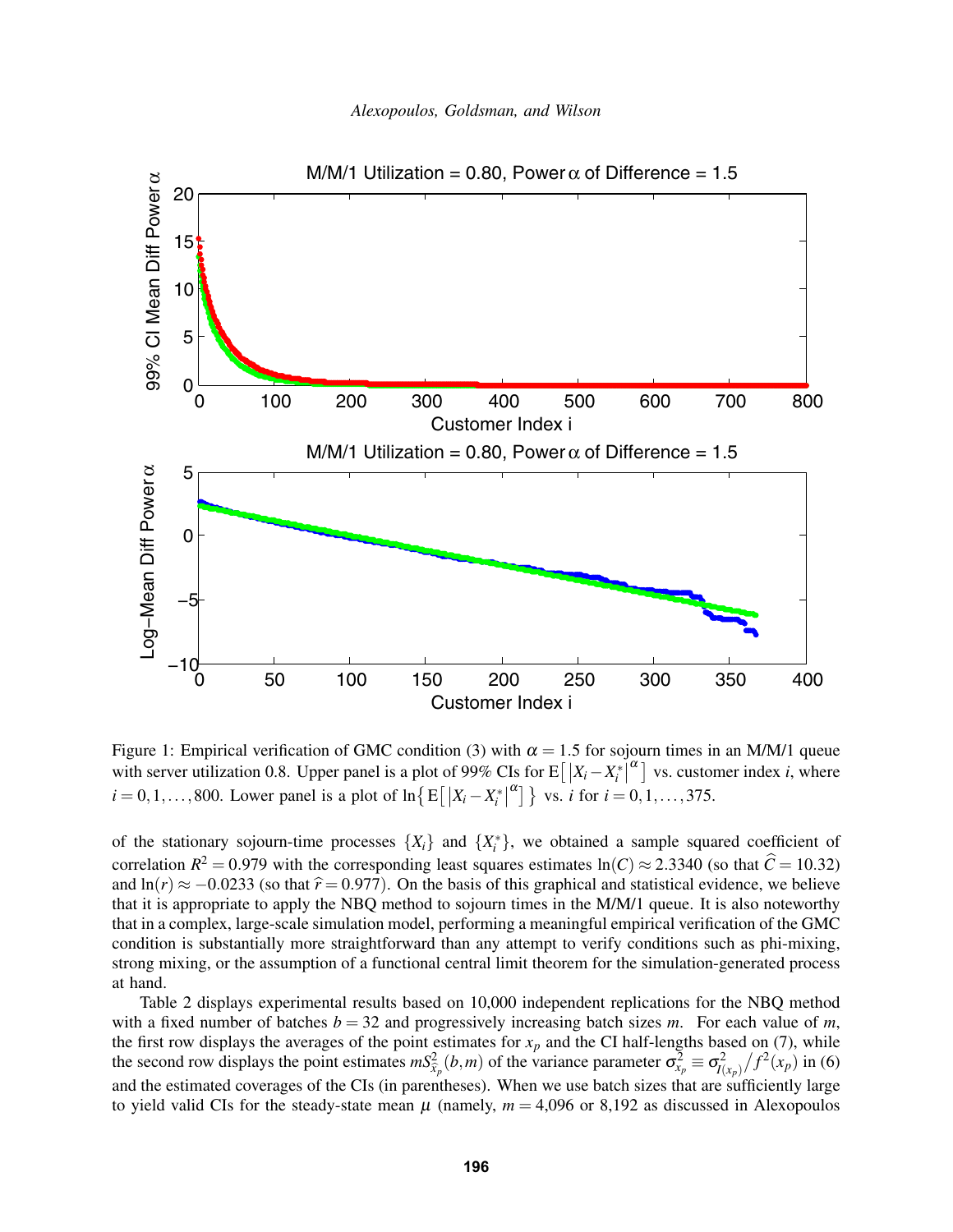Figure 1: Empirical verification of GMC condition (3) with $\alpha = 1.5$ for sojourn times in an M/M/1 queue with server utilization 0.8. Upper panel is a plot of 99% CIs for $\mathrm{E}\big[\,|X_i - X_i^*|^{\alpha}\,\big]$ vs. customer index $i$, where $i = 0, 1, \ldots, 800$. Lower panel is a plot of $\ln\big\{\mathrm{E}\big[\,|X_i - X_i^*|^{\alpha}\big]\big\}$ vs. $i$ for $i = 0, 1, \ldots, 375$.

of the stationary sojourn-time processes $\{X_i\}$ and $\{X_i^*\}$, we obtained a sample squared coefficient of correlation $R^2 = 0.979$ with the corresponding least squares estimates $\ln(C) \approx 2.3340$ (so that $\widehat{C} = 10.32$) and $\ln(r) \approx -0.0233$ (so that $\widehat{r} = 0.977$). On the basis of this graphical and statistical evidence, we believe that it is appropriate to apply the NBQ method to sojourn times in the M/M/1 queue. It is also noteworthy that in a complex, large-scale simulation model, performing a meaningful empirical verification of the GMC condition is substantially more straightforward than any attempt to verify conditions such as phi-mixing, strong mixing, or the assumption of a functional central limit theorem for the simulation-generated process at hand.

Table 2 displays experimental results based on 10,000 independent replications for the NBQ method with a fixed number of batches $b = 32$ and progressively increasing batch sizes $m$. For each value of $m$, the first row displays the averages of the point estimates for $x_p$ and the CI half-lengths based on (7), while the second row displays the point estimates $mS^2_{\widehat{x}_p}(b,m)$ of the variance parameter $\sigma^2_{x_p} \equiv \sigma^2_{I(x_p)}\big/f^2(x_p)$ in (6) and the estimated coverages of the CIs (in parentheses). When we use batch sizes that are sufficiently large to yield valid CIs for the steady-state mean $\mu$ (namely, $m = 4{,}096$ or $8{,}192$ as discussed in Alexopoulos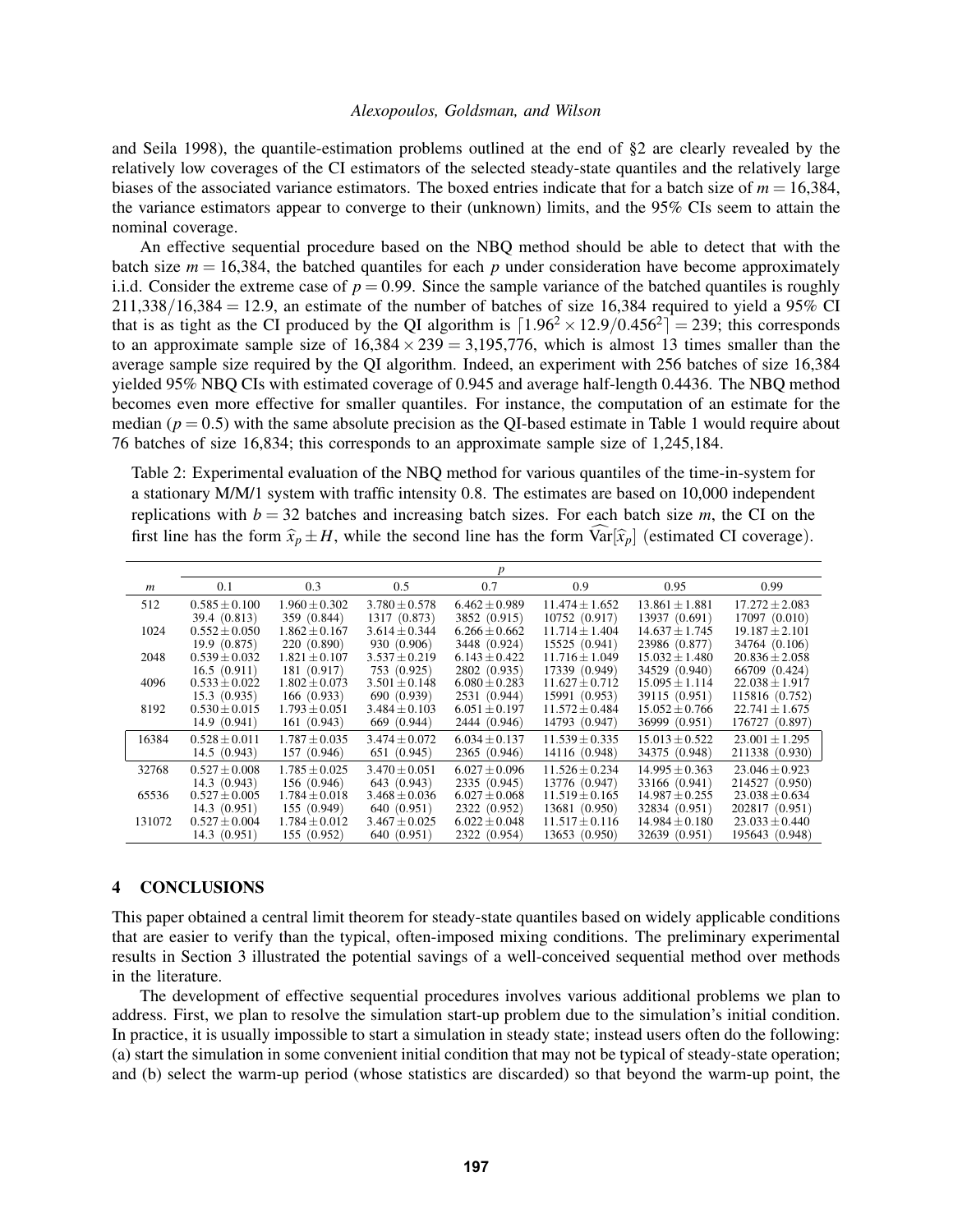and Seila 1998), the quantile-estimation problems outlined at the end of §2 are clearly revealed by the relatively low coverages of the CI estimators of the selected steady-state quantiles and the relatively large biases of the associated variance estimators. The boxed entries indicate that for a batch size of $m = 16{,}384$, the variance estimators appear to converge to their (unknown) limits, and the 95% CIs seem to attain the nominal coverage.

An effective sequential procedure based on the NBQ method should be able to detect that with the batch size $m = 16{,}384$, the batched quantiles for each $p$ under consideration have become approximately i.i.d. Consider the extreme case of $p = 0.99$. Since the sample variance of the batched quantiles is roughly $211{,}338/16{,}384 = 12.9$, an estimate of the number of batches of size 16,384 required to yield a 95% CI that is as tight as the CI produced by the QI algorithm is $\lceil 1.96^2 \times 12.9/0.456^2 \rceil = 239$; this corresponds to an approximate sample size of $16{,}384 \times 239 = 3{,}195{,}776$, which is almost 13 times smaller than the average sample size required by the QI algorithm. Indeed, an experiment with 256 batches of size 16,384 yielded 95% NBQ CIs with estimated coverage of 0.945 and average half-length 0.4436. The NBQ method becomes even more effective for smaller quantiles. For instance, the computation of an estimate for the median ($p = 0.5$) with the same absolute precision as the QI-based estimate in Table 1 would require about 76 batches of size 16,834; this corresponds to an approximate sample size of 1,245,184.

Table 2: Experimental evaluation of the NBQ method for various quantiles of the time-in-system for a stationary M/M/1 system with traffic intensity 0.8. The estimates are based on 10,000 independent replications with $b = 32$ batches and increasing batch sizes. For each batch size $m$, the CI on the first line has the form $\widehat{x}_p \pm H$, while the second line has the form $\widehat{\text{Var}}[\widehat{x}_p]$ (estimated CI coverage).

| | $p$ | | | | | | |
|---|---|---|---|---|---|---|---|
| $m$ | 0.1 | 0.3 | 0.5 | 0.7 | 0.9 | 0.95 | 0.99 |
| 512 | $0.585 \pm 0.100$ | $1.960 \pm 0.302$ | $3.780 \pm 0.578$ | $6.462 \pm 0.989$ | $11.474 \pm 1.652$ | $13.861 \pm 1.881$ | $17.272 \pm 2.083$ |
| | 39.4 (0.813) | 359 (0.844) | 1317 (0.873) | 3852 (0.915) | 10752 (0.917) | 13937 (0.691) | 17097 (0.010) |
| 1024 | $0.552 \pm 0.050$ | $1.862 \pm 0.167$ | $3.614 \pm 0.344$ | $6.266 \pm 0.662$ | $11.714 \pm 1.404$ | $14.637 \pm 1.745$ | $19.187 \pm 2.101$ |
| | 19.9 (0.875) | 220 (0.890) | 930 (0.906) | 3448 (0.924) | 15525 (0.941) | 23986 (0.877) | 34764 (0.106) |
| 2048 | $0.539 \pm 0.032$ | $1.821 \pm 0.107$ | $3.537 \pm 0.219$ | $6.143 \pm 0.422$ | $11.716 \pm 1.049$ | $15.032 \pm 1.480$ | $20.836 \pm 2.058$ |
| | 16.5 (0.911) | 181 (0.917) | 753 (0.925) | 2802 (0.935) | 17339 (0.949) | 34529 (0.940) | 66709 (0.424) |
| 4096 | $0.533 \pm 0.022$ | $1.802 \pm 0.073$ | $3.501 \pm 0.148$ | $6.080 \pm 0.283$ | $11.627 \pm 0.712$ | $15.095 \pm 1.114$ | $22.038 \pm 1.917$ |
| | 15.3 (0.935) | 166 (0.933) | 690 (0.939) | 2531 (0.944) | 15991 (0.953) | 39115 (0.951) | 115816 (0.752) |
| 8192 | $0.530 \pm 0.015$ | $1.793 \pm 0.051$ | $3.484 \pm 0.103$ | $6.051 \pm 0.197$ | $11.572 \pm 0.484$ | $15.052 \pm 0.766$ | $22.741 \pm 1.675$ |
| | 14.9 (0.941) | 161 (0.943) | 669 (0.944) | 2444 (0.946) | 14793 (0.947) | 36999 (0.951) | 176727 (0.897) |
| 16384 | $0.528 \pm 0.011$ | $1.787 \pm 0.035$ | $3.474 \pm 0.072$ | $6.034 \pm 0.137$ | $11.539 \pm 0.335$ | $15.013 \pm 0.522$ | $23.001 \pm 1.295$ |
| | 14.5 (0.943) | 157 (0.946) | 651 (0.945) | 2365 (0.946) | 14116 (0.948) | 34375 (0.948) | 211338 (0.930) |
| 32768 | $0.527 \pm 0.008$ | $1.785 \pm 0.025$ | $3.470 \pm 0.051$ | $6.027 \pm 0.096$ | $11.526 \pm 0.234$ | $14.995 \pm 0.363$ | $23.046 \pm 0.923$ |
| | 14.3 (0.943) | 156 (0.946) | 643 (0.943) | 2335 (0.946) | 13776 (0.947) | 33166 (0.941) | 214527 (0.950) |
| 65536 | $0.527 \pm 0.005$ | $1.784 \pm 0.018$ | $3.468 \pm 0.036$ | $6.027 \pm 0.068$ | $11.519 \pm 0.165$ | $14.987 \pm 0.255$ | $23.038 \pm 0.634$ |
| | 14.3 (0.951) | 155 (0.949) | 640 (0.951) | 2322 (0.952) | 13681 (0.950) | 32834 (0.951) | 202817 (0.951) |
| 131072 | $0.527 \pm 0.004$ | $1.784 \pm 0.012$ | $3.467 \pm 0.025$ | $6.022 \pm 0.048$ | $11.517 \pm 0.116$ | $14.984 \pm 0.180$ | $23.033 \pm 0.440$ |
| | 14.3 (0.951) | 155 (0.952) | 640 (0.951) | 2322 (0.954) | 13653 (0.950) | 32639 (0.951) | 195643 (0.948) |

## 4 CONCLUSIONS

This paper obtained a central limit theorem for steady-state quantiles based on widely applicable conditions that are easier to verify than the typical, often-imposed mixing conditions. The preliminary experimental results in Section 3 illustrated the potential savings of a well-conceived sequential method over methods in the literature.

The development of effective sequential procedures involves various additional problems we plan to address. First, we plan to resolve the simulation start-up problem due to the simulation's initial condition. In practice, it is usually impossible to start a simulation in steady state; instead users often do the following: (a) start the simulation in some convenient initial condition that may not be typical of steady-state operation; and (b) select the warm-up period (whose statistics are discarded) so that beyond the warm-up point, the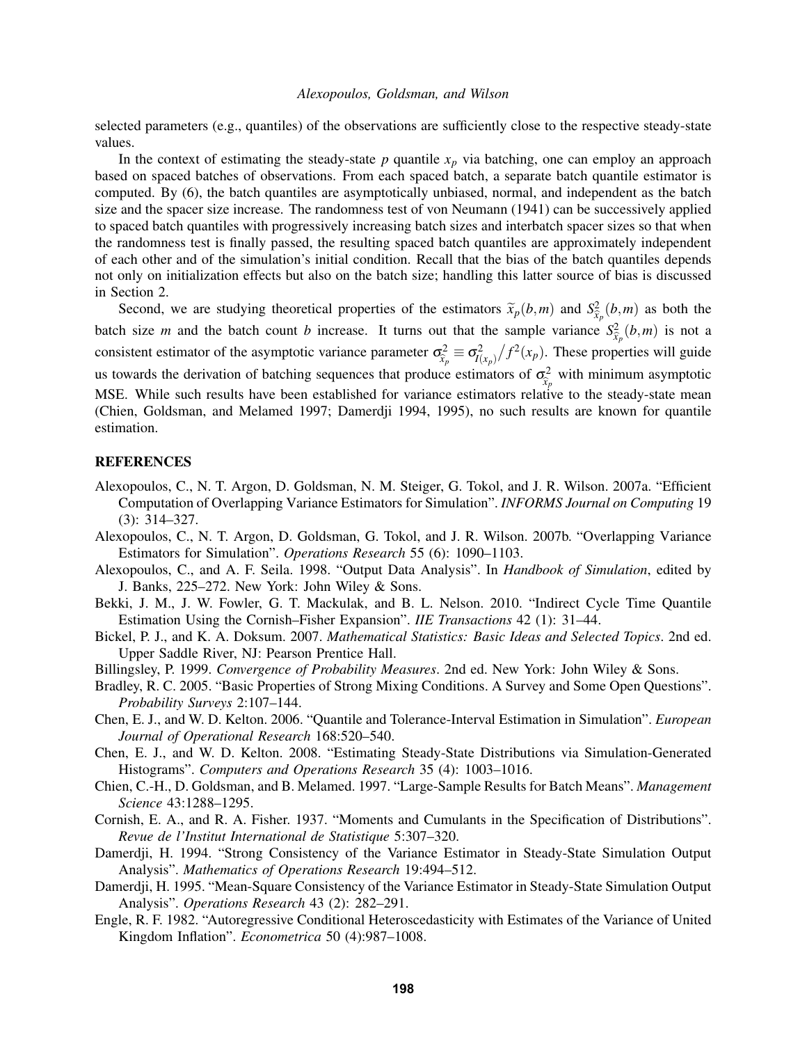selected parameters (e.g., quantiles) of the observations are sufficiently close to the respective steady-state values.

In the context of estimating the steady-state $p$ quantile $x_p$ via batching, one can employ an approach based on spaced batches of observations. From each spaced batch, a separate batch quantile estimator is computed. By (6), the batch quantiles are asymptotically unbiased, normal, and independent as the batch size and the spacer size increase. The randomness test of von Neumann (1941) can be successively applied to spaced batch quantiles with progressively increasing batch sizes and interbatch spacer sizes so that when the randomness test is finally passed, the resulting spaced batch quantiles are approximately independent of each other and of the simulation's initial condition. Recall that the bias of the batch quantiles depends not only on initialization effects but also on the batch size; handling this latter source of bias is discussed in Section 2.

Second, we are studying theoretical properties of the estimators $\widetilde{x}_p(b,m)$ and $S^2_{\widehat{x}_p}(b,m)$ as both the batch size $m$ and the batch count $b$ increase. It turns out that the sample variance $S^2_{\widehat{x}_p}(b,m)$ is not a consistent estimator of the asymptotic variance parameter $\sigma^2_{\widehat{x}_p} \equiv \sigma^2_{I(x_p)} \big/ f^2(x_p)$. These properties will guide us towards the derivation of batching sequences that produce estimators of $\sigma^2_{\widehat{x}_p}$ with minimum asymptotic MSE. While such results have been established for variance estimators relative to the steady-state mean (Chien, Goldsman, and Melamed 1997; Damerdji 1994, 1995), no such results are known for quantile estimation.

## REFERENCES

Alexopoulos, C., N. T. Argon, D. Goldsman, N. M. Steiger, G. Tokol, and J. R. Wilson. 2007a. "Efficient Computation of Overlapping Variance Estimators for Simulation". *INFORMS Journal on Computing* 19 (3): 314–327.

Alexopoulos, C., N. T. Argon, D. Goldsman, G. Tokol, and J. R. Wilson. 2007b. "Overlapping Variance Estimators for Simulation". *Operations Research* 55 (6): 1090–1103.

Alexopoulos, C., and A. F. Seila. 1998. "Output Data Analysis". In *Handbook of Simulation*, edited by J. Banks, 225–272. New York: John Wiley & Sons.

Bekki, J. M., J. W. Fowler, G. T. Mackulak, and B. L. Nelson. 2010. "Indirect Cycle Time Quantile Estimation Using the Cornish–Fisher Expansion". *IIE Transactions* 42 (1): 31–44.

Bickel, P. J., and K. A. Doksum. 2007. *Mathematical Statistics: Basic Ideas and Selected Topics*. 2nd ed. Upper Saddle River, NJ: Pearson Prentice Hall.

Billingsley, P. 1999. *Convergence of Probability Measures*. 2nd ed. New York: John Wiley & Sons.

Bradley, R. C. 2005. "Basic Properties of Strong Mixing Conditions. A Survey and Some Open Questions". *Probability Surveys* 2:107–144.

Chen, E. J., and W. D. Kelton. 2006. "Quantile and Tolerance-Interval Estimation in Simulation". *European Journal of Operational Research* 168:520–540.

Chen, E. J., and W. D. Kelton. 2008. "Estimating Steady-State Distributions via Simulation-Generated Histograms". *Computers and Operations Research* 35 (4): 1003–1016.

Chien, C.-H., D. Goldsman, and B. Melamed. 1997. "Large-Sample Results for Batch Means". *Management Science* 43:1288–1295.

Cornish, E. A., and R. A. Fisher. 1937. "Moments and Cumulants in the Specification of Distributions". *Revue de l'Institut International de Statistique* 5:307–320.

Damerdji, H. 1994. "Strong Consistency of the Variance Estimator in Steady-State Simulation Output Analysis". *Mathematics of Operations Research* 19:494–512.

Damerdji, H. 1995. "Mean-Square Consistency of the Variance Estimator in Steady-State Simulation Output Analysis". *Operations Research* 43 (2): 282–291.

Engle, R. F. 1982. "Autoregressive Conditional Heteroscedasticity with Estimates of the Variance of United Kingdom Inflation". *Econometrica* 50 (4):987–1008.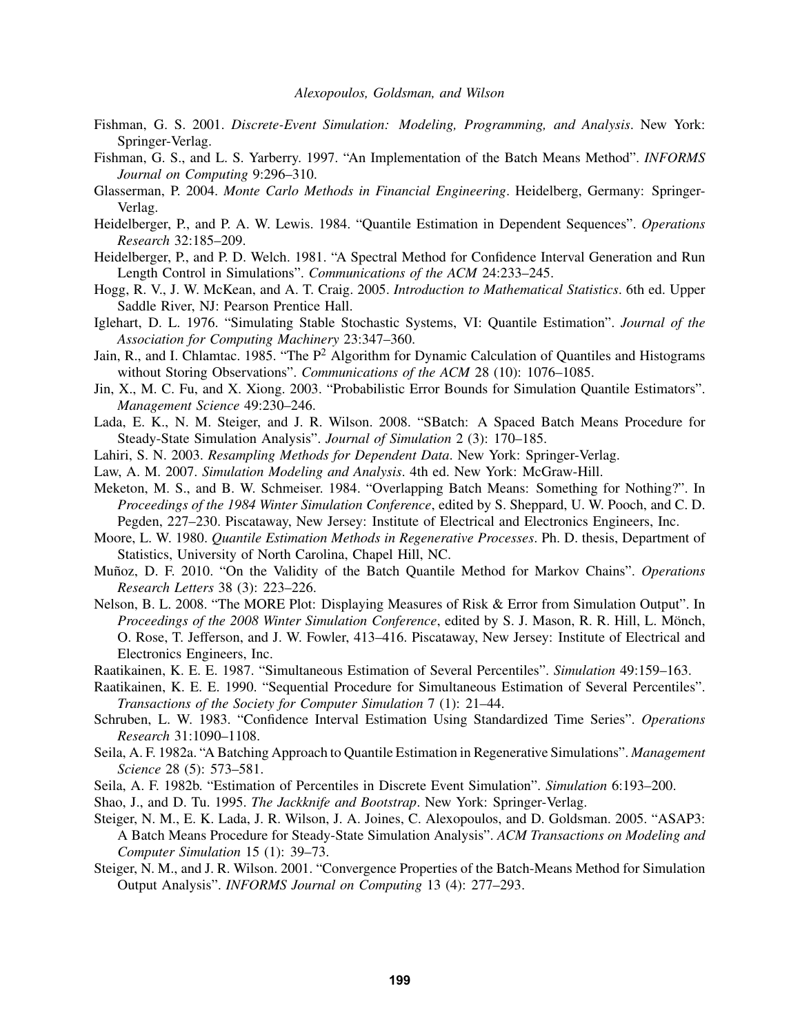Fishman, G. S. 2001. *Discrete-Event Simulation: Modeling, Programming, and Analysis*. New York: Springer-Verlag.

Fishman, G. S., and L. S. Yarberry. 1997. "An Implementation of the Batch Means Method". *INFORMS Journal on Computing* 9:296–310.

Glasserman, P. 2004. *Monte Carlo Methods in Financial Engineering*. Heidelberg, Germany: Springer-Verlag.

Heidelberger, P., and P. A. W. Lewis. 1984. "Quantile Estimation in Dependent Sequences". *Operations Research* 32:185–209.

Heidelberger, P., and P. D. Welch. 1981. "A Spectral Method for Confidence Interval Generation and Run Length Control in Simulations". *Communications of the ACM* 24:233–245.

Hogg, R. V., J. W. McKean, and A. T. Craig. 2005. *Introduction to Mathematical Statistics*. 6th ed. Upper Saddle River, NJ: Pearson Prentice Hall.

Iglehart, D. L. 1976. "Simulating Stable Stochastic Systems, VI: Quantile Estimation". *Journal of the Association for Computing Machinery* 23:347–360.

Jain, R., and I. Chlamtac. 1985. "The $P^2$ Algorithm for Dynamic Calculation of Quantiles and Histograms without Storing Observations". *Communications of the ACM* 28 (10): 1076–1085.

Jin, X., M. C. Fu, and X. Xiong. 2003. "Probabilistic Error Bounds for Simulation Quantile Estimators". *Management Science* 49:230–246.

Lada, E. K., N. M. Steiger, and J. R. Wilson. 2008. "SBatch: A Spaced Batch Means Procedure for Steady-State Simulation Analysis". *Journal of Simulation* 2 (3): 170–185.

Lahiri, S. N. 2003. *Resampling Methods for Dependent Data*. New York: Springer-Verlag.

Law, A. M. 2007. *Simulation Modeling and Analysis*. 4th ed. New York: McGraw-Hill.

Meketon, M. S., and B. W. Schmeiser. 1984. "Overlapping Batch Means: Something for Nothing?". In *Proceedings of the 1984 Winter Simulation Conference*, edited by S. Sheppard, U. W. Pooch, and C. D. Pegden, 227–230. Piscataway, New Jersey: Institute of Electrical and Electronics Engineers, Inc.

Moore, L. W. 1980. *Quantile Estimation Methods in Regenerative Processes*. Ph. D. thesis, Department of Statistics, University of North Carolina, Chapel Hill, NC.

Muñoz, D. F. 2010. "On the Validity of the Batch Quantile Method for Markov Chains". *Operations Research Letters* 38 (3): 223–226.

Nelson, B. L. 2008. "The MORE Plot: Displaying Measures of Risk & Error from Simulation Output". In *Proceedings of the 2008 Winter Simulation Conference*, edited by S. J. Mason, R. R. Hill, L. Mönch, O. Rose, T. Jefferson, and J. W. Fowler, 413–416. Piscataway, New Jersey: Institute of Electrical and Electronics Engineers, Inc.

Raatikainen, K. E. E. 1987. "Simultaneous Estimation of Several Percentiles". *Simulation* 49:159–163.

Raatikainen, K. E. E. 1990. "Sequential Procedure for Simultaneous Estimation of Several Percentiles". *Transactions of the Society for Computer Simulation* 7 (1): 21–44.

Schruben, L. W. 1983. "Confidence Interval Estimation Using Standardized Time Series". *Operations Research* 31:1090–1108.

Seila, A. F. 1982a. "A Batching Approach to Quantile Estimation in Regenerative Simulations". *Management Science* 28 (5): 573–581.

Seila, A. F. 1982b. "Estimation of Percentiles in Discrete Event Simulation". *Simulation* 6:193–200.

Shao, J., and D. Tu. 1995. *The Jackknife and Bootstrap*. New York: Springer-Verlag.

Steiger, N. M., E. K. Lada, J. R. Wilson, J. A. Joines, C. Alexopoulos, and D. Goldsman. 2005. "ASAP3: A Batch Means Procedure for Steady-State Simulation Analysis". *ACM Transactions on Modeling and Computer Simulation* 15 (1): 39–73.

Steiger, N. M., and J. R. Wilson. 2001. "Convergence Properties of the Batch-Means Method for Simulation Output Analysis". *INFORMS Journal on Computing* 13 (4): 277–293.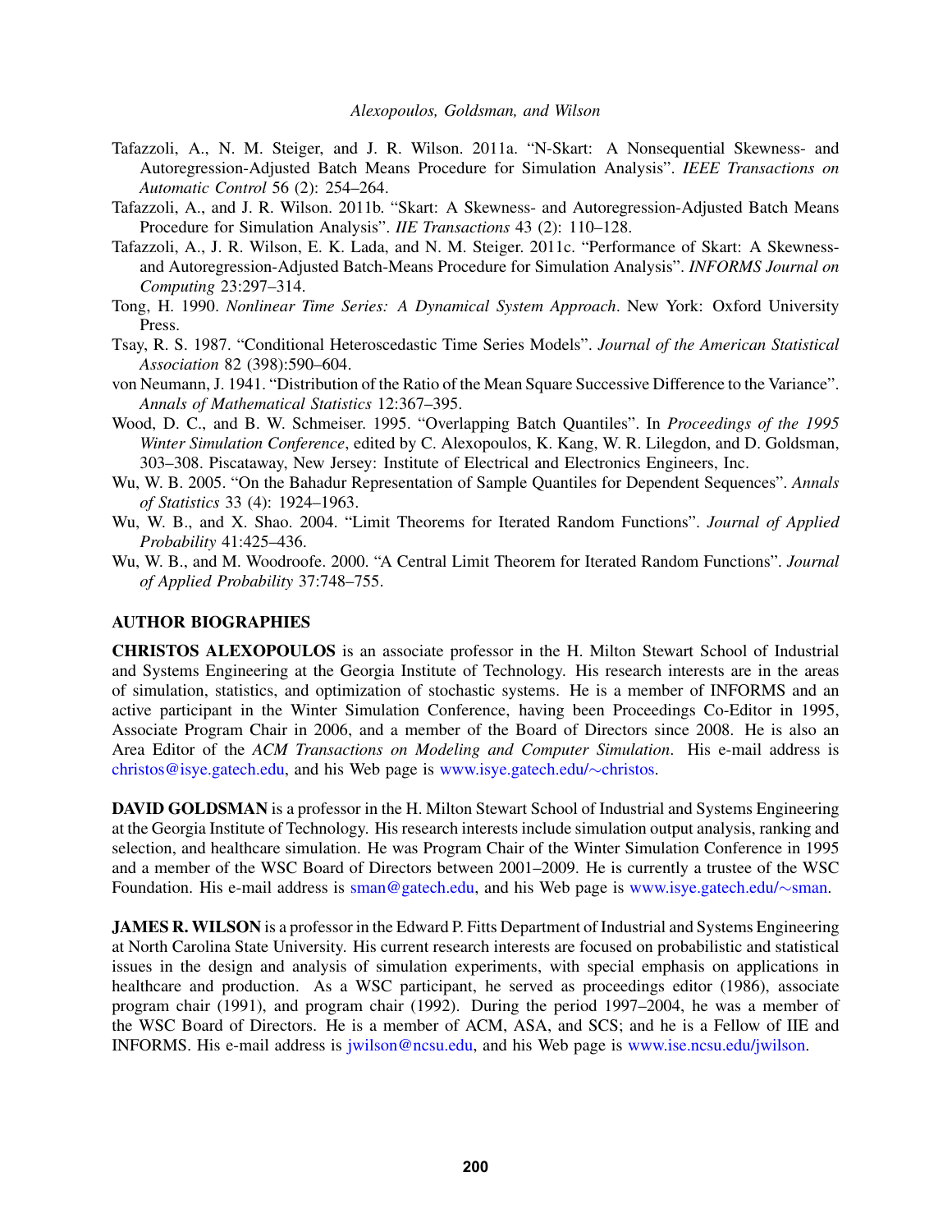Tafazzoli, A., N. M. Steiger, and J. R. Wilson. 2011a. "N-Skart: A Nonsequential Skewness- and Autoregression-Adjusted Batch Means Procedure for Simulation Analysis". *IEEE Transactions on Automatic Control* 56 (2): 254–264.

Tafazzoli, A., and J. R. Wilson. 2011b. "Skart: A Skewness- and Autoregression-Adjusted Batch Means Procedure for Simulation Analysis". *IIE Transactions* 43 (2): 110–128.

Tafazzoli, A., J. R. Wilson, E. K. Lada, and N. M. Steiger. 2011c. "Performance of Skart: A Skewness- and Autoregression-Adjusted Batch-Means Procedure for Simulation Analysis". *INFORMS Journal on Computing* 23:297–314.

Tong, H. 1990. *Nonlinear Time Series: A Dynamical System Approach*. New York: Oxford University Press.

Tsay, R. S. 1987. "Conditional Heteroscedastic Time Series Models". *Journal of the American Statistical Association* 82 (398):590–604.

von Neumann, J. 1941. "Distribution of the Ratio of the Mean Square Successive Difference to the Variance". *Annals of Mathematical Statistics* 12:367–395.

Wood, D. C., and B. W. Schmeiser. 1995. "Overlapping Batch Quantiles". In *Proceedings of the 1995 Winter Simulation Conference*, edited by C. Alexopoulos, K. Kang, W. R. Lilegdon, and D. Goldsman, 303–308. Piscataway, New Jersey: Institute of Electrical and Electronics Engineers, Inc.

Wu, W. B. 2005. "On the Bahadur Representation of Sample Quantiles for Dependent Sequences". *Annals of Statistics* 33 (4): 1924–1963.

Wu, W. B., and X. Shao. 2004. "Limit Theorems for Iterated Random Functions". *Journal of Applied Probability* 41:425–436.

Wu, W. B., and M. Woodroofe. 2000. "A Central Limit Theorem for Iterated Random Functions". *Journal of Applied Probability* 37:748–755.

## AUTHOR BIOGRAPHIES

**CHRISTOS ALEXOPOULOS** is an associate professor in the H. Milton Stewart School of Industrial and Systems Engineering at the Georgia Institute of Technology. His research interests are in the areas of simulation, statistics, and optimization of stochastic systems. He is a member of INFORMS and an active participant in the Winter Simulation Conference, having been Proceedings Co-Editor in 1995, Associate Program Chair in 2006, and a member of the Board of Directors since 2008. He is also an Area Editor of the *ACM Transactions on Modeling and Computer Simulation*. His e-mail address is christos@isye.gatech.edu, and his Web page is www.isye.gatech.edu/∼christos.

**DAVID GOLDSMAN** is a professor in the H. Milton Stewart School of Industrial and Systems Engineering at the Georgia Institute of Technology. His research interests include simulation output analysis, ranking and selection, and healthcare simulation. He was Program Chair of the Winter Simulation Conference in 1995 and a member of the WSC Board of Directors between 2001–2009. He is currently a trustee of the WSC Foundation. His e-mail address is sman@gatech.edu, and his Web page is www.isye.gatech.edu/∼sman.

**JAMES R. WILSON** is a professor in the Edward P. Fitts Department of Industrial and Systems Engineering at North Carolina State University. His current research interests are focused on probabilistic and statistical issues in the design and analysis of simulation experiments, with special emphasis on applications in healthcare and production. As a WSC participant, he served as proceedings editor (1986), associate program chair (1991), and program chair (1992). During the period 1997–2004, he was a member of the WSC Board of Directors. He is a member of ACM, ASA, and SCS; and he is a Fellow of IIE and INFORMS. His e-mail address is jwilson@ncsu.edu, and his Web page is www.ise.ncsu.edu/jwilson.